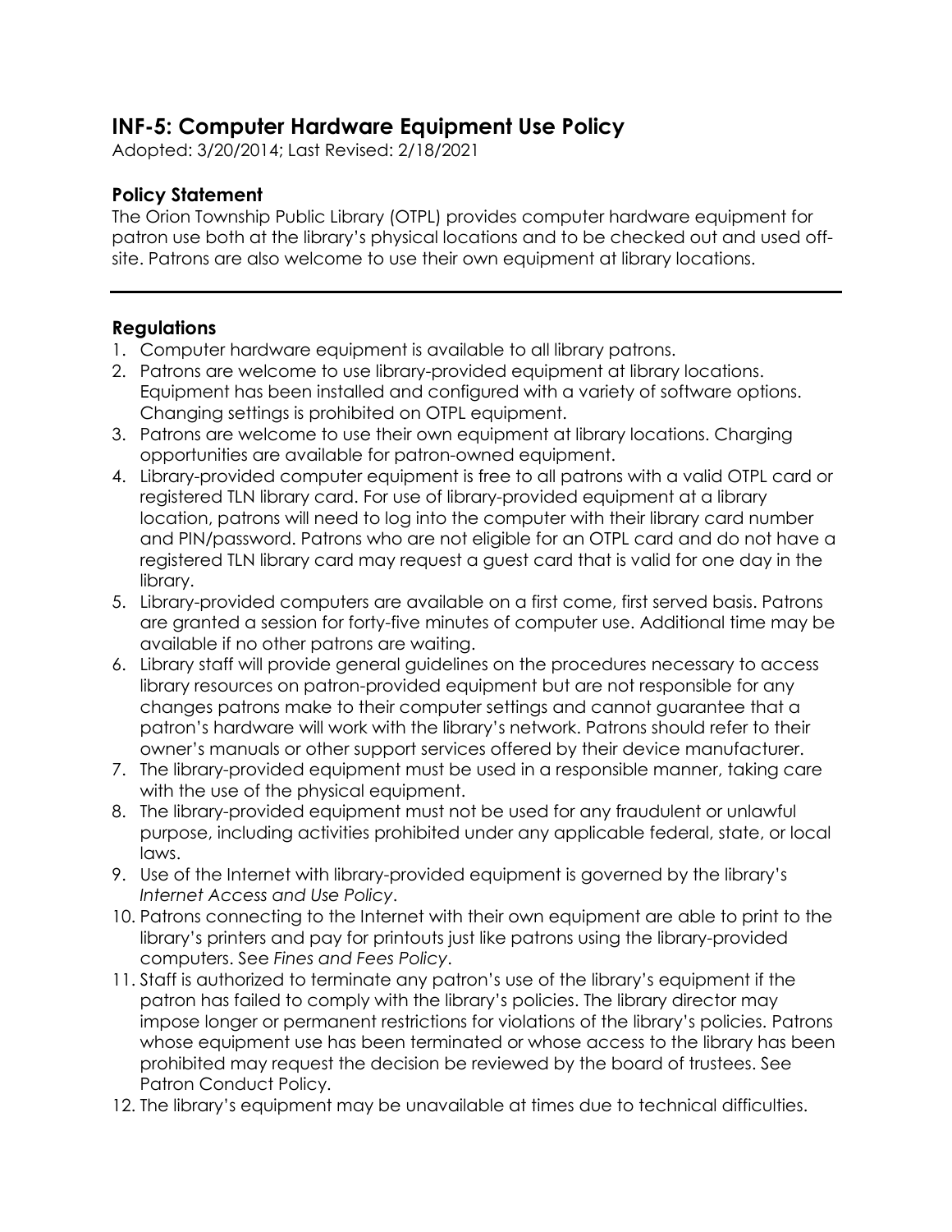# INF-5: Computer Hardware Equipment Use Policy

Adopted: 3/20/2014; Last Revised: 2/18/2021

## Policy Statement

The Orion Township Public Library (OTPL) provides computer hardware equipment for patron use both at the library's physical locations and to be checked out and used off-site. Patrons are also welcome to use their own equipment at library locations.

---

## Regulations

1. Computer hardware equipment is available to all library patrons.
2. Patrons are welcome to use library-provided equipment at library locations. Equipment has been installed and configured with a variety of software options. Changing settings is prohibited on OTPL equipment.
3. Patrons are welcome to use their own equipment at library locations. Charging opportunities are available for patron-owned equipment.
4. Library-provided computer equipment is free to all patrons with a valid OTPL card or registered TLN library card. For use of library-provided equipment at a library location, patrons will need to log into the computer with their library card number and PIN/password. Patrons who are not eligible for an OTPL card and do not have a registered TLN library card may request a guest card that is valid for one day in the library.
5. Library-provided computers are available on a first come, first served basis. Patrons are granted a session for forty-five minutes of computer use. Additional time may be available if no other patrons are waiting.
6. Library staff will provide general guidelines on the procedures necessary to access library resources on patron-provided equipment but are not responsible for any changes patrons make to their computer settings and cannot guarantee that a patron's hardware will work with the library's network. Patrons should refer to their owner's manuals or other support services offered by their device manufacturer.
7. The library-provided equipment must be used in a responsible manner, taking care with the use of the physical equipment.
8. The library-provided equipment must not be used for any fraudulent or unlawful purpose, including activities prohibited under any applicable federal, state, or local laws.
9. Use of the Internet with library-provided equipment is governed by the library's *Internet Access and Use Policy*.
10. Patrons connecting to the Internet with their own equipment are able to print to the library's printers and pay for printouts just like patrons using the library-provided computers. See *Fines and Fees Policy*.
11. Staff is authorized to terminate any patron's use of the library's equipment if the patron has failed to comply with the library's policies. The library director may impose longer or permanent restrictions for violations of the library's policies. Patrons whose equipment use has been terminated or whose access to the library has been prohibited may request the decision be reviewed by the board of trustees. See Patron Conduct Policy.
12. The library's equipment may be unavailable at times due to technical difficulties.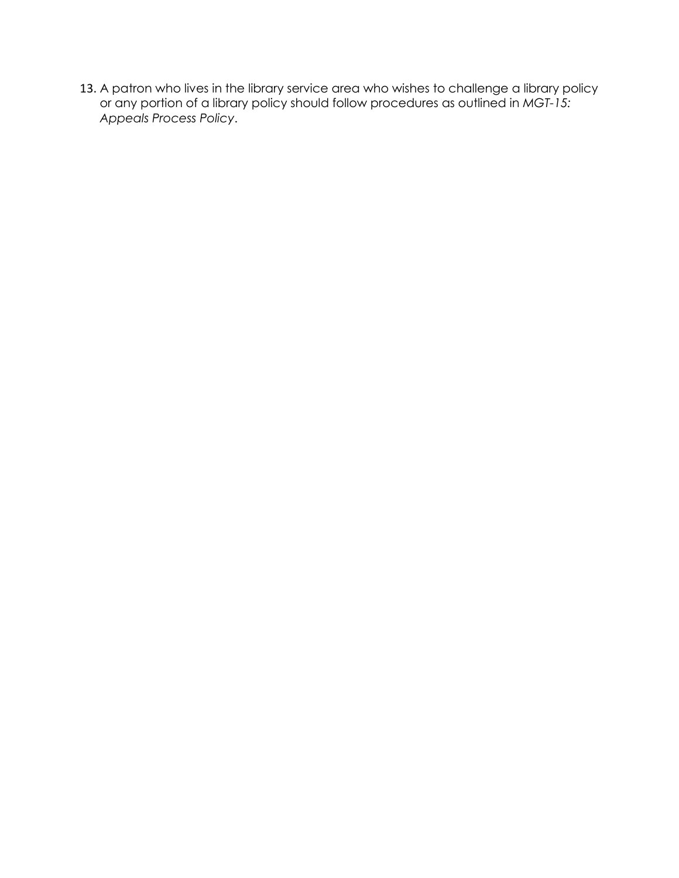13. A patron who lives in the library service area who wishes to challenge a library policy or any portion of a library policy should follow procedures as outlined in *MGT-15: Appeals Process Policy*.